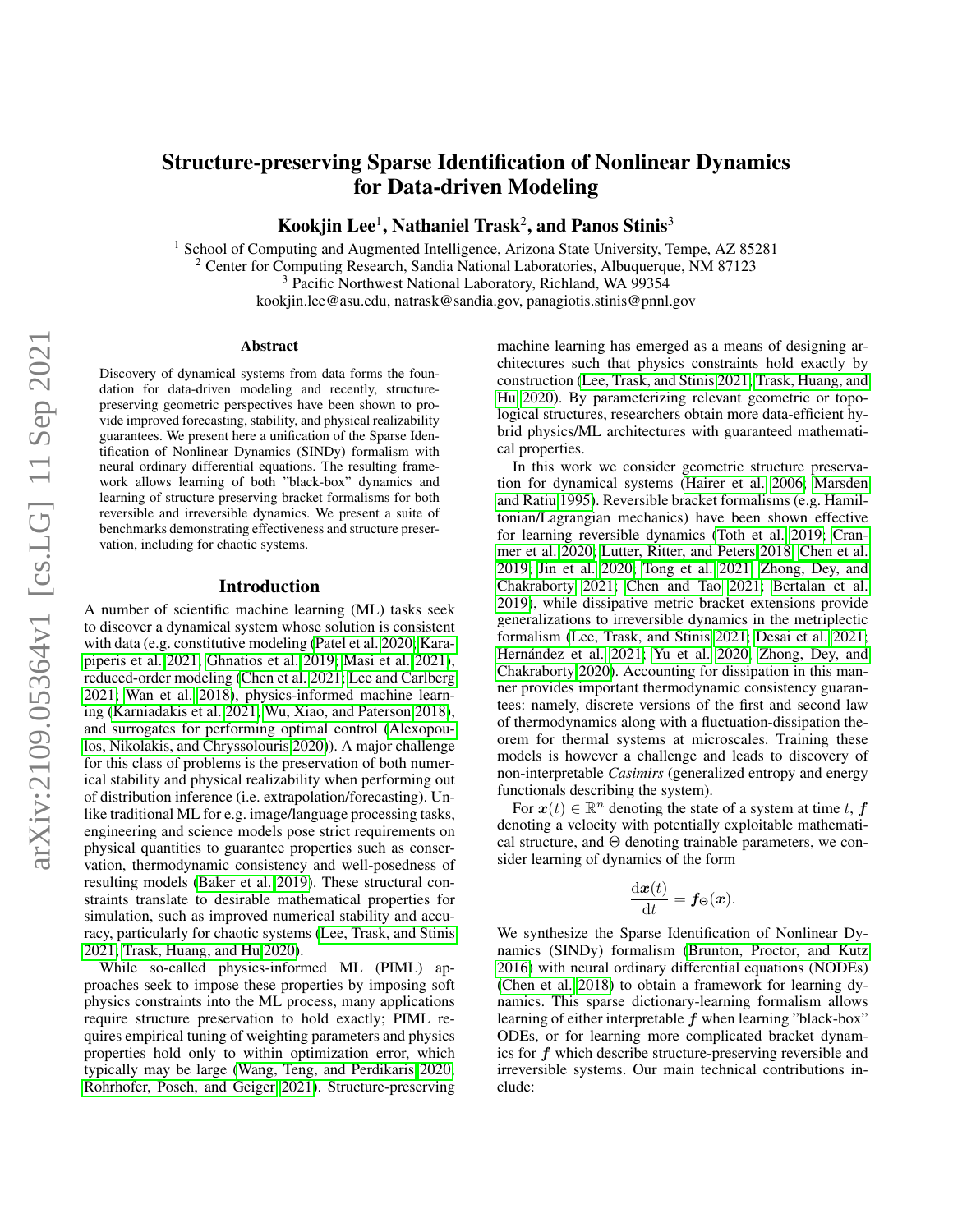# Structure-preserving Sparse Identification of Nonlinear Dynamics for Data-driven Modeling

**Kookjin Lee**[1], **Nathaniel Trask**[2], **and Panos Stinis**[3]

[1] School of Computing and Augmented Intelligence, Arizona State University, Tempe, AZ 85281
[2] Center for Computing Research, Sandia National Laboratories, Albuquerque, NM 87123
[3] Pacific Northwest National Laboratory, Richland, WA 99354
kookjin.lee@asu.edu, natrask@sandia.gov, panagiotis.stinis@pnnl.gov

## Abstract

Discovery of dynamical systems from data forms the foundation for data-driven modeling and recently, structure-preserving geometric perspectives have been shown to provide improved forecasting, stability, and physical realizability guarantees. We present here a unification of the Sparse Identification of Nonlinear Dynamics (SINDy) formalism with neural ordinary differential equations. The resulting framework allows learning of both "black-box" dynamics and learning of structure preserving bracket formalisms for both reversible and irreversible dynamics. We present a suite of benchmarks demonstrating effectiveness and structure preservation, including for chaotic systems.

## Introduction

A number of scientific machine learning (ML) tasks seek to discover a dynamical system whose solution is consistent with data (e.g. constitutive modeling (Patel et al. 2020; Karapiperis et al. 2021; Ghnatios et al. 2019; Masi et al. 2021), reduced-order modeling (Chen et al. 2021; Lee and Carlberg 2021; Wan et al. 2018), physics-informed machine learning (Karniadakis et al. 2021; Wu, Xiao, and Paterson 2018), and surrogates for performing optimal control (Alexopoulos, Nikolakis, and Chryssolouris 2020)). A major challenge for this class of problems is the preservation of both numerical stability and physical realizability when performing out of distribution inference (i.e. extrapolation/forecasting). Unlike traditional ML for e.g. image/language processing tasks, engineering and science models pose strict requirements on physical quantities to guarantee properties such as conservation, thermodynamic consistency and well-posedness of resulting models (Baker et al. 2019). These structural constraints translate to desirable mathematical properties for simulation, such as improved numerical stability and accuracy, particularly for chaotic systems (Lee, Trask, and Stinis 2021; Trask, Huang, and Hu 2020).

While so-called physics-informed ML (PIML) approaches seek to impose these properties by imposing soft physics constraints into the ML process, many applications require structure preservation to hold exactly; PIML requires empirical tuning of weighting parameters and physics properties hold only to within optimization error, which typically may be large (Wang, Teng, and Perdikaris 2020; Rohrhofer, Posch, and Geiger 2021). Structure-preserving machine learning has emerged as a means of designing architectures such that physics constraints hold exactly by construction (Lee, Trask, and Stinis 2021; Trask, Huang, and Hu 2020). By parameterizing relevant geometric or topological structures, researchers obtain more data-efficient hybrid physics/ML architectures with guaranteed mathematical properties.

In this work we consider geometric structure preservation for dynamical systems (Hairer et al. 2006; Marsden and Ratiu 1995). Reversible bracket formalisms (e.g. Hamiltonian/Lagrangian mechanics) have been shown effective for learning reversible dynamics (Toth et al. 2019; Cranmer et al. 2020; Lutter, Ritter, and Peters 2018; Chen et al. 2019; Jin et al. 2020; Tong et al. 2021; Zhong, Dey, and Chakraborty 2021; Chen and Tao 2021; Bertalan et al. 2019), while dissipative metric bracket extensions provide generalizations to irreversible dynamics in the metriplectic formalism (Lee, Trask, and Stinis 2021; Desai et al. 2021; Hernández et al. 2021; Yu et al. 2020; Zhong, Dey, and Chakraborty 2020). Accounting for dissipation in this manner provides important thermodynamic consistency guarantees: namely, discrete versions of the first and second law of thermodynamics along with a fluctuation-dissipation theorem for thermal systems at microscales. Training these models is however a challenge and leads to discovery of non-interpretable *Casimirs* (generalized entropy and energy functionals describing the system).

For $\boldsymbol{x}(t) \in \mathbb{R}^n$ denoting the state of a system at time $t$, $\boldsymbol{f}$ denoting a velocity with potentially exploitable mathematical structure, and $\Theta$ denoting trainable parameters, we consider learning of dynamics of the form

$$\frac{\mathrm{d}\boldsymbol{x}(t)}{\mathrm{d}t} = \boldsymbol{f}_\Theta(\boldsymbol{x}).$$

We synthesize the Sparse Identification of Nonlinear Dynamics (SINDy) formalism (Brunton, Proctor, and Kutz 2016) with neural ordinary differential equations (NODEs) (Chen et al. 2018) to obtain a framework for learning dynamics. This sparse dictionary-learning formalism allows learning of either interpretable $\boldsymbol{f}$ when learning "black-box" ODEs, or for learning more complicated bracket dynamics for $\boldsymbol{f}$ which describe structure-preserving reversible and irreversible systems. Our main technical contributions include: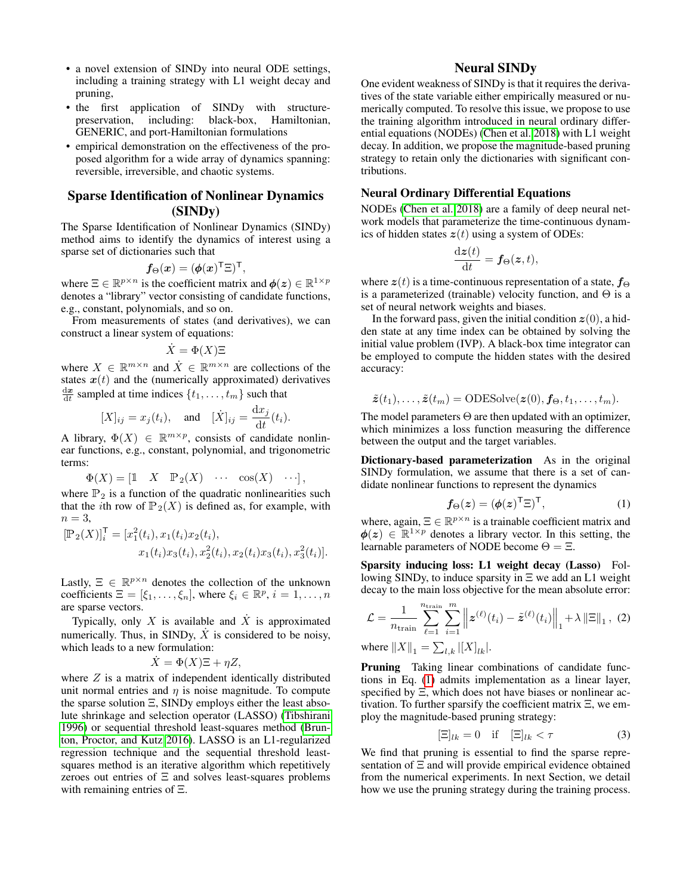- a novel extension of SINDy into neural ODE settings, including a training strategy with L1 weight decay and pruning,
- the first application of SINDy with structure-preservation, including: black-box, Hamiltonian, GENERIC, and port-Hamiltonian formulations
- empirical demonstration on the effectiveness of the proposed algorithm for a wide array of dynamics spanning: reversible, irreversible, and chaotic systems.

## Sparse Identification of Nonlinear Dynamics (SINDy)

The Sparse Identification of Nonlinear Dynamics (SINDy) method aims to identify the dynamics of interest using a sparse set of dictionaries such that

$$\boldsymbol{f}_\Theta(\boldsymbol{x}) = (\boldsymbol{\phi}(\boldsymbol{x})^\mathsf{T}\Xi)^\mathsf{T},$$

where $\Xi \in \mathbb{R}^{p\times n}$ is the coefficient matrix and $\boldsymbol{\phi}(\boldsymbol{z}) \in \mathbb{R}^{1\times p}$ denotes a "library" vector consisting of candidate functions, e.g., constant, polynomials, and so on.

From measurements of states (and derivatives), we can construct a linear system of equations:

$$\dot{X} = \Phi(X)\Xi$$

where $X \in \mathbb{R}^{m\times n}$ and $\dot{X} \in \mathbb{R}^{m\times n}$ are collections of the states $\boldsymbol{x}(t)$ and the (numerically approximated) derivatives $\frac{\mathrm{d}\boldsymbol{x}}{\mathrm{d}t}$ sampled at time indices $\{t_1, \ldots, t_m\}$ such that

$$[X]_{ij} = x_j(t_i), \quad \text{and} \quad [\dot{X}]_{ij} = \frac{\mathrm{d}x_j}{\mathrm{d}t}(t_i).$$

A library, $\Phi(X) \in \mathbb{R}^{m\times p}$, consists of candidate nonlinear functions, e.g., constant, polynomial, and trigonometric terms:

$$\Phi(X) = \begin{bmatrix} \mathbb{1} & X & \mathbb{P}_2(X) & \cdots & \cos(X) & \cdots \end{bmatrix},$$

where $\mathbb{P}_2$ is a function of the quadratic nonlinearities such that the $i$th row of $\mathbb{P}_2(X)$ is defined as, for example, with $n = 3$,

$$[\mathbb{P}_2(X)]_i^\mathsf{T} = [x_1^2(t_i), x_1(t_i)x_2(t_i), x_1(t_i)x_3(t_i), x_2^2(t_i), x_2(t_i)x_3(t_i), x_3^2(t_i)].$$

Lastly, $\Xi \in \mathbb{R}^{p\times n}$ denotes the collection of the unknown coefficients $\Xi = [\xi_1, \ldots, \xi_n]$, where $\xi_i \in \mathbb{R}^p$, $i = 1, \ldots, n$ are sparse vectors.

Typically, only $X$ is available and $\dot{X}$ is approximated numerically. Thus, in SINDy, $\dot{X}$ is considered to be noisy, which leads to a new formulation:

$$\dot{X} = \Phi(X)\Xi + \eta Z,$$

where $Z$ is a matrix of independent identically distributed unit normal entries and $\eta$ is noise magnitude. To compute the sparse solution $\Xi$, SINDy employs either the least absolute shrinkage and selection operator (LASSO) (Tibshirani 1996) or sequential threshold least-squares method (Brunton, Proctor, and Kutz 2016). LASSO is an L1-regularized regression technique and the sequential threshold least-squares method is an iterative algorithm which repetitively zeroes out entries of $\Xi$ and solves least-squares problems with remaining entries of $\Xi$.

## Neural SINDy

One evident weakness of SINDy is that it requires the derivatives of the state variable either empirically measured or numerically computed. To resolve this issue, we propose to use the training algorithm introduced in neural ordinary differential equations (NODEs) (Chen et al. 2018) with L1 weight decay. In addition, we propose the magnitude-based pruning strategy to retain only the dictionaries with significant contributions.

### Neural Ordinary Differential Equations

NODEs (Chen et al. 2018) are a family of deep neural network models that parameterize the time-continuous dynamics of hidden states $\boldsymbol{z}(t)$ using a system of ODEs:

$$\frac{\mathrm{d}\boldsymbol{z}(t)}{\mathrm{d}t} = \boldsymbol{f}_\Theta(\boldsymbol{z}, t),$$

where $\boldsymbol{z}(t)$ is a time-continuous representation of a state, $\boldsymbol{f}_\Theta$ is a parameterized (trainable) velocity function, and $\Theta$ is a set of neural network weights and biases.

In the forward pass, given the initial condition $\boldsymbol{z}(0)$, a hidden state at any time index can be obtained by solving the initial value problem (IVP). A black-box time integrator can be employed to compute the hidden states with the desired accuracy:

$$\tilde{\boldsymbol{z}}(t_1), \ldots, \tilde{\boldsymbol{z}}(t_m) = \text{ODESolve}(\boldsymbol{z}(0), \boldsymbol{f}_\Theta, t_1, \ldots, t_m).$$

The model parameters $\Theta$ are then updated with an optimizer, which minimizes a loss function measuring the difference between the output and the target variables.

**Dictionary-based parameterization** As in the original SINDy formulation, we assume that there is a set of candidate nonlinear functions to represent the dynamics

$$\boldsymbol{f}_\Theta(\boldsymbol{z}) = (\boldsymbol{\phi}(\boldsymbol{z})^\mathsf{T}\Xi)^\mathsf{T}, \tag{1}$$

where, again, $\Xi \in \mathbb{R}^{p\times n}$ is a trainable coefficient matrix and $\boldsymbol{\phi}(\boldsymbol{z}) \in \mathbb{R}^{1\times p}$ denotes a library vector. In this setting, the learnable parameters of NODE become $\Theta = \Xi$.

**Sparsity inducing loss: L1 weight decay (Lasso)** Following SINDy, to induce sparsity in $\Xi$ we add an L1 weight decay to the main loss objective for the mean absolute error:

$$\mathcal{L} = \frac{1}{n_{\text{train}}} \sum_{\ell=1}^{n_{\text{train}}} \sum_{i=1}^{m} \left\| \boldsymbol{z}^{(\ell)}(t_i) - \tilde{\boldsymbol{z}}^{(\ell)}(t_i) \right\|_1 + \lambda \left\| \Xi \right\|_1, \tag{2}$$

where $\|X\|_1 = \sum_{l,k} |[X]_{lk}|$.

**Pruning** Taking linear combinations of candidate functions in Eq. (1) admits implementation as a linear layer, specified by $\Xi$, which does not have biases or nonlinear activation. To further sparsify the coefficient matrix $\Xi$, we employ the magnitude-based pruning strategy:

$$[\Xi]_{lk} = 0 \quad \text{if} \quad [\Xi]_{lk} < \tau \tag{3}$$

We find that pruning is essential to find the sparse representation of $\Xi$ and will provide empirical evidence obtained from the numerical experiments. In next Section, we detail how we use the pruning strategy during the training process.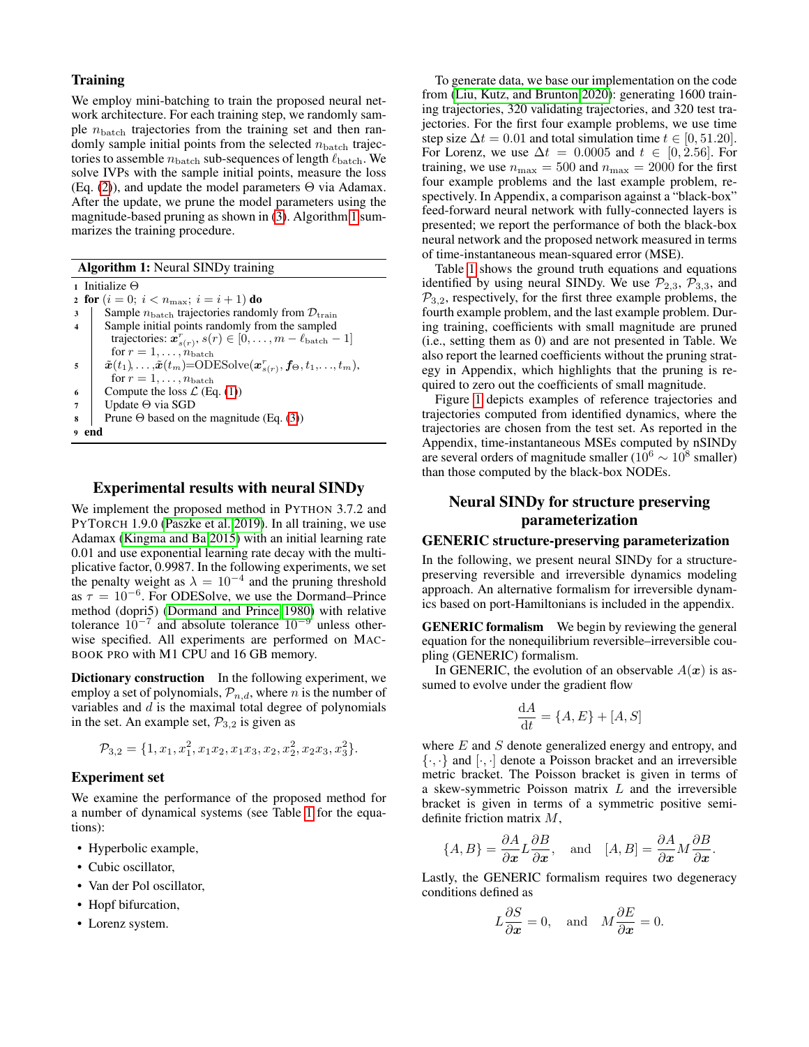### Training

We employ mini-batching to train the proposed neural network architecture. For each training step, we randomly sample $n_{\text{batch}}$ trajectories from the training set and then randomly sample initial points from the selected $n_{\text{batch}}$ trajectories to assemble $n_{\text{batch}}$ sub-sequences of length $\ell_{\text{batch}}$. We solve IVPs with the sample initial points, measure the loss (Eq. (2)), and update the model parameters $\Theta$ via Adamax. After the update, we prune the model parameters using the magnitude-based pruning as shown in (3). Algorithm 1 summarizes the training procedure.

**Algorithm 1:** Neural SINDy training

```
1 Initialize Θ
2 for (i = 0; i < n_max; i = i + 1) do
3     Sample n_batch trajectories randomly from D_train
4     Sample initial points randomly from the sampled
        trajectories: x^r_{s(r)}, s(r) ∈ [0, ..., m − ℓ_batch − 1]
        for r = 1, ..., n_batch
5     x̃(t_1), ..., x̃(t_m) = ODESolve(x^r_{s(r)}, f_Θ, t_1, ..., t_m),
        for r = 1, ..., n_batch
6     Compute the loss L (Eq. (1))
7     Update Θ via SGD
8     Prune Θ based on the magnitude (Eq. (3))
9 end
```

## Experimental results with neural SINDy

We implement the proposed method in PYTHON 3.7.2 and PYTORCH 1.9.0 (Paszke et al. 2019). In all training, we use Adamax (Kingma and Ba 2015) with an initial learning rate 0.01 and use exponential learning rate decay with the multiplicative factor, 0.9987. In the following experiments, we set the penalty weight as $\lambda = 10^{-4}$ and the pruning threshold as $\tau = 10^{-6}$. For ODESolve, we use the Dormand–Prince method (dopri5) (Dormand and Prince 1980) with relative tolerance $10^{-7}$ and absolute tolerance $10^{-9}$ unless otherwise specified. All experiments are performed on MACBOOK PRO with M1 CPU and 16 GB memory.

**Dictionary construction** In the following experiment, we employ a set of polynomials, $\mathcal{P}_{n,d}$, where $n$ is the number of variables and $d$ is the maximal total degree of polynomials in the set. An example set, $\mathcal{P}_{3,2}$ is given as

$$\mathcal{P}_{3,2} = \{1, x_1, x_1^2, x_1x_2, x_1x_3, x_2, x_2^2, x_2x_3, x_3^2\}.$$

### Experiment set

We examine the performance of the proposed method for a number of dynamical systems (see Table 1 for the equations):

- Hyperbolic example,
- Cubic oscillator,
- Van der Pol oscillator,
- Hopf bifurcation,
- Lorenz system.

To generate data, we base our implementation on the code from (Liu, Kutz, and Brunton 2020): generating 1600 training trajectories, 320 validating trajectories, and 320 test trajectories. For the first four example problems, we use time step size $\Delta t = 0.01$ and total simulation time $t \in [0, 51.20]$. For Lorenz, we use $\Delta t = 0.0005$ and $t \in [0, 2.56]$. For training, we use $n_{\max} = 500$ and $n_{\max} = 2000$ for the first four example problems and the last example problem, respectively. In Appendix, a comparison against a "black-box" feed-forward neural network with fully-connected layers is presented; we report the performance of both the black-box neural network and the proposed network measured in terms of time-instantaneous mean-squared error (MSE).

Table 1 shows the ground truth equations and equations identified by using neural SINDy. We use $\mathcal{P}_{2,3}$, $\mathcal{P}_{3,3}$, and $\mathcal{P}_{3,2}$, respectively, for the first three example problems, the fourth example problem, and the last example problem. During training, coefficients with small magnitude are pruned (i.e., setting them as 0) and are not presented in Table. We also report the learned coefficients without the pruning strategy in Appendix, which highlights that the pruning is required to zero out the coefficients of small magnitude.

Figure 1 depicts examples of reference trajectories and trajectories computed from identified dynamics, where the trajectories are chosen from the test set. As reported in the Appendix, time-instantaneous MSEs computed by nSINDy are several orders of magnitude smaller ($10^6 \sim 10^8$ smaller) than those computed by the black-box NODEs.

## Neural SINDy for structure preserving parameterization

### GENERIC structure-preserving parameterization

In the following, we present neural SINDy for a structure-preserving reversible and irreversible dynamics modeling approach. An alternative formalism for irreversible dynamics based on port-Hamiltonians is included in the appendix.

**GENERIC formalism** We begin by reviewing the general equation for the nonequilibrium reversible–irreversible coupling (GENERIC) formalism.

In GENERIC, the evolution of an observable $A(\boldsymbol{x})$ is assumed to evolve under the gradient flow

$$\frac{\mathrm{d}A}{\mathrm{d}t} = \{A, E\} + [A, S]$$

where $E$ and $S$ denote generalized energy and entropy, and $\{\cdot,\cdot\}$ and $[\cdot,\cdot]$ denote a Poisson bracket and an irreversible metric bracket. The Poisson bracket is given in terms of a skew-symmetric Poisson matrix $L$ and the irreversible bracket is given in terms of a symmetric positive semi-definite friction matrix $M$,

$$\{A, B\} = \frac{\partial A}{\partial \boldsymbol{x}} L \frac{\partial B}{\partial \boldsymbol{x}}, \quad \text{and} \quad [A, B] = \frac{\partial A}{\partial \boldsymbol{x}} M \frac{\partial B}{\partial \boldsymbol{x}}.$$

Lastly, the GENERIC formalism requires two degeneracy conditions defined as

$$L\frac{\partial S}{\partial \boldsymbol{x}} = 0, \quad \text{and} \quad M\frac{\partial E}{\partial \boldsymbol{x}} = 0.$$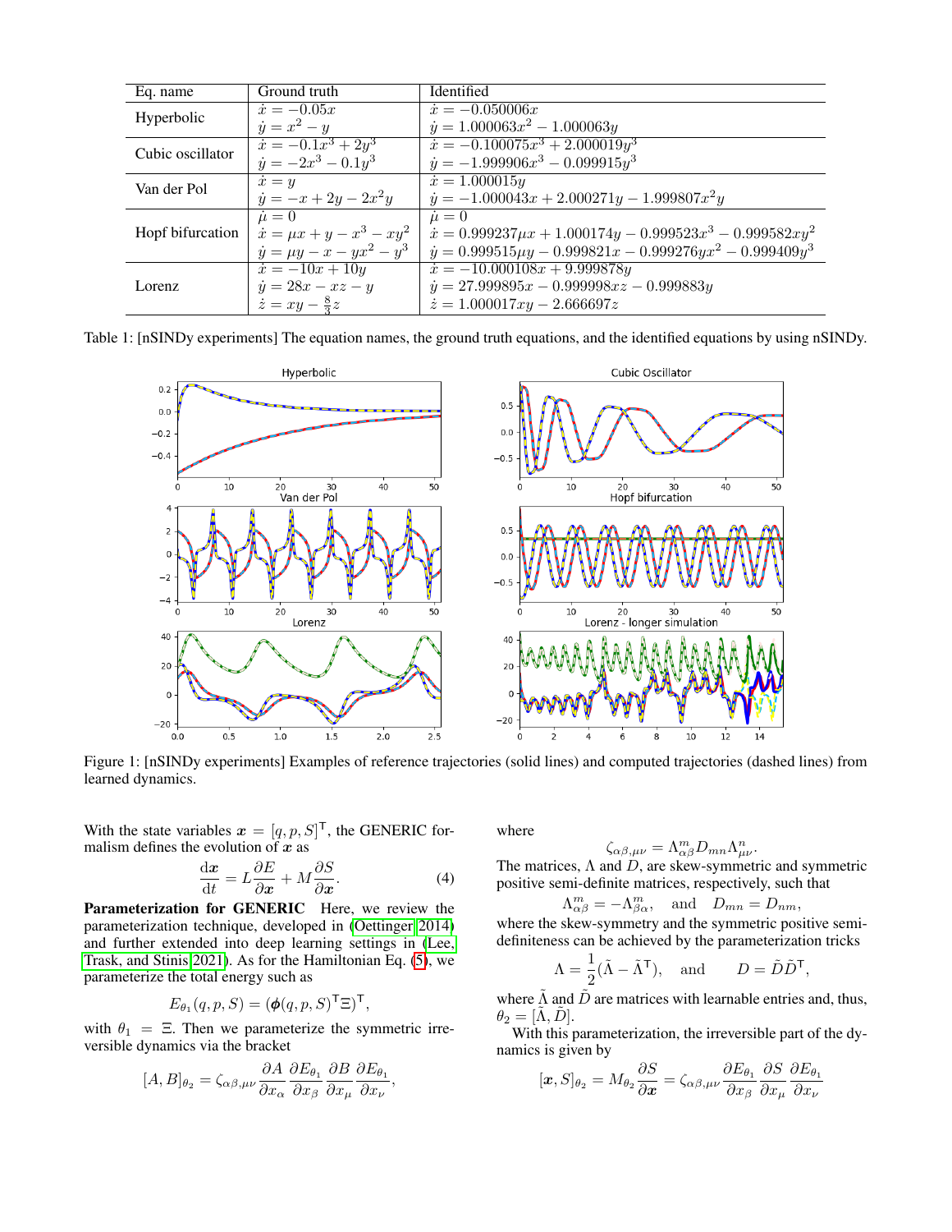| Eq. name | Ground truth | Identified |
|---|---|---|
| Hyperbolic | $\dot{x} = -0.05x$ | $\dot{x} = -0.050006x$ |
| | $\dot{y} = x^2 - y$ | $\dot{y} = 1.000063x^2 - 1.000063y$ |
| Cubic oscillator | $\dot{x} = -0.1x^3 + 2y^3$ | $\dot{x} = -0.100075x^3 + 2.000019y^3$ |
| | $\dot{y} = -2x^3 - 0.1y^3$ | $\dot{y} = -1.999906x^3 - 0.099915y^3$ |
| Van der Pol | $\dot{x} = y$ | $\dot{x} = 1.000015y$ |
| | $\dot{y} = -x + 2y - 2x^2y$ | $\dot{y} = -1.000043x + 2.000271y - 1.999807x^2y$ |
| Hopf bifurcation | $\dot{\mu} = 0$ | $\dot{\mu} = 0$ |
| | $\dot{x} = \mu x + y - x^3 - xy^2$ | $\dot{x} = 0.999237\mu x + 1.000174y - 0.999523x^3 - 0.999582xy^2$ |
| | $\dot{y} = \mu y - x - yx^2 - y^3$ | $\dot{y} = 0.999515\mu y - 0.999821x - 0.999276yx^2 - 0.999409y^3$ |
| Lorenz | $\dot{x} = -10x + 10y$ | $\dot{x} = -10.000108x + 9.999878y$ |
| | $\dot{y} = 28x - xz - y$ | $\dot{y} = 27.999895x - 0.999998xz - 0.999883y$ |
| | $\dot{z} = xy - \frac{8}{3}z$ | $\dot{z} = 1.000017xy - 2.666697z$ |

Table 1: [nSINDy experiments] The equation names, the ground truth equations, and the identified equations by using nSINDy.

Figure 1: [nSINDy experiments] Examples of reference trajectories (solid lines) and computed trajectories (dashed lines) from learned dynamics.

With the state variables $\boldsymbol{x} = [q, p, S]^{\mathsf{T}}$, the GENERIC formalism defines the evolution of $\boldsymbol{x}$ as

$$\frac{\mathrm{d}\boldsymbol{x}}{\mathrm{d}t} = L\frac{\partial E}{\partial \boldsymbol{x}} + M\frac{\partial S}{\partial \boldsymbol{x}}. \tag{4}$$

**Parameterization for GENERIC** Here, we review the parameterization technique, developed in (Oettinger 2014) and further extended into deep learning settings in (Lee, Trask, and Stinis 2021). As for the Hamiltonian Eq. (5), we parameterize the total energy such as

$$E_{\theta_1}(q, p, S) = (\boldsymbol{\phi}(q, p, S)^{\mathsf{T}}\Xi)^{\mathsf{T}},$$

with $\theta_1 = \Xi$. Then we parameterize the symmetric irreversible dynamics via the bracket

$$[A, B]_{\theta_2} = \zeta_{\alpha\beta,\mu\nu}\frac{\partial A}{\partial x_\alpha}\frac{\partial E_{\theta_1}}{\partial x_\beta}\frac{\partial B}{\partial x_\mu}\frac{\partial E_{\theta_1}}{\partial x_\nu},$$

where

$$\zeta_{\alpha\beta,\mu\nu} = \Lambda^m_{\alpha\beta}D_{mn}\Lambda^n_{\mu\nu}.$$

The matrices, $\Lambda$ and $D$, are skew-symmetric and symmetric positive semi-definite matrices, respectively, such that

$$\Lambda^m_{\alpha\beta} = -\Lambda^m_{\beta\alpha}, \quad \text{and} \quad D_{mn} = D_{nm},$$

where the skew-symmetry and the symmetric positive semi-definiteness can be achieved by the parameterization tricks

$$\Lambda = \frac{1}{2}(\tilde{\Lambda} - \tilde{\Lambda}^{\mathsf{T}}), \quad \text{and} \qquad D = \tilde{D}\tilde{D}^{\mathsf{T}},$$

where $\tilde{\Lambda}$ and $\tilde{D}$ are matrices with learnable entries and, thus, $\theta_2 = [\tilde{\Lambda}, \tilde{D}]$.

With this parameterization, the irreversible part of the dynamics is given by

$$[\boldsymbol{x}, S]_{\theta_2} = M_{\theta_2}\frac{\partial S}{\partial \boldsymbol{x}} = \zeta_{\alpha\beta,\mu\nu}\frac{\partial E_{\theta_1}}{\partial x_\beta}\frac{\partial S}{\partial x_\mu}\frac{\partial E_{\theta_1}}{\partial x_\nu}$$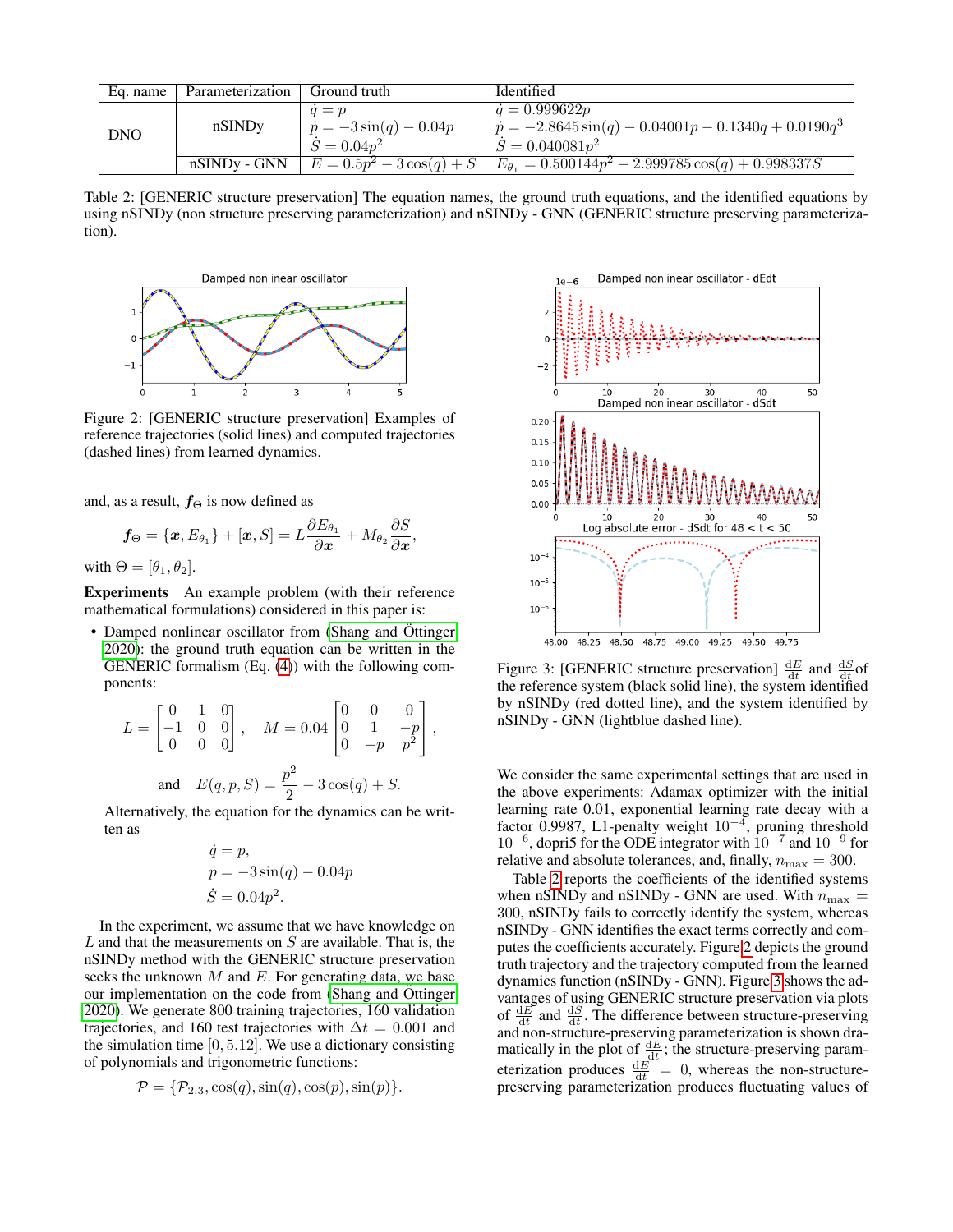| Eq. name | Parameterization | Ground truth | Identified |
|---|---|---|---|
| DNO | nSINDy | $\dot{q} = p$ <br> $\dot{p} = -3\sin(q) - 0.04p$ <br> $\dot{S} = 0.04p^2$ | $\dot{q} = 0.999622p$ <br> $\dot{p} = -2.8645\sin(q) - 0.04001p - 0.1340q + 0.0190q^3$ <br> $\dot{S} = 0.040081p^2$ |
| | nSINDy - GNN | $E = 0.5p^2 - 3\cos(q) + S$ | $E_{\theta_1} = 0.500144p^2 - 2.999785\cos(q) + 0.998337S$ |

Table 2: [GENERIC structure preservation] The equation names, the ground truth equations, and the identified equations by using nSINDy (non structure preserving parameterization) and nSINDy - GNN (GENERIC structure preserving parameterization).

Figure 2: [GENERIC structure preservation] Examples of reference trajectories (solid lines) and computed trajectories (dashed lines) from learned dynamics.

and, as a result, $\boldsymbol{f}_\Theta$ is now defined as

$$\boldsymbol{f}_\Theta = \{\boldsymbol{x}, E_{\theta_1}\} + [\boldsymbol{x}, S] = L\frac{\partial E_{\theta_1}}{\partial \boldsymbol{x}} + M_{\theta_2}\frac{\partial S}{\partial \boldsymbol{x}},$$

with $\Theta = [\theta_1, \theta_2]$.

**Experiments** An example problem (with their reference mathematical formulations) considered in this paper is:

- Damped nonlinear oscillator from (Shang and Öttinger 2020): the ground truth equation can be written in the GENERIC formalism (Eq. (4)) with the following components:

$$L = \begin{bmatrix} 0 & 1 & 0 \\ -1 & 0 & 0 \\ 0 & 0 & 0 \end{bmatrix}, \quad M = 0.04\begin{bmatrix} 0 & 0 & 0 \\ 0 & 1 & -p \\ 0 & -p & p^2 \end{bmatrix},$$

$$\text{and} \quad E(q,p,S) = \frac{p^2}{2} - 3\cos(q) + S.$$

  Alternatively, the equation for the dynamics can be written as

$$\dot{q} = p,$$
$$\dot{p} = -3\sin(q) - 0.04p$$
$$\dot{S} = 0.04p^2.$$

In the experiment, we assume that we have knowledge on $L$ and that the measurements on $S$ are available. That is, the nSINDy method with the GENERIC structure preservation seeks the unknown $M$ and $E$. For generating data, we base our implementation on the code from (Shang and Öttinger 2020). We generate 800 training trajectories, 160 validation trajectories, and 160 test trajectories with $\Delta t = 0.001$ and the simulation time $[0, 5.12]$. We use a dictionary consisting of polynomials and trigonometric functions:

$$\mathcal{P} = \{\mathcal{P}_{2,3}, \cos(q), \sin(q), \cos(p), \sin(p)\}.$$

Figure 3: [GENERIC structure preservation] $\frac{\mathrm{d}E}{\mathrm{d}t}$ and $\frac{\mathrm{d}S}{\mathrm{d}t}$ of the reference system (black solid line), the system identified by nSINDy (red dotted line), and the system identified by nSINDy - GNN (lightblue dashed line).

We consider the same experimental settings that are used in the above experiments: Adamax optimizer with the initial learning rate 0.01, exponential learning rate decay with a factor 0.9987, L1-penalty weight $10^{-4}$, pruning threshold $10^{-6}$, dopri5 for the ODE integrator with $10^{-7}$ and $10^{-9}$ for relative and absolute tolerances, and, finally, $n_{\max} = 300$.

Table 2 reports the coefficients of the identified systems when nSINDy and nSINDy - GNN are used. With $n_{\max} = 300$, nSINDy fails to correctly identify the system, whereas nSINDy - GNN identifies the exact terms correctly and computes the coefficients accurately. Figure 2 depicts the ground truth trajectory and the trajectory computed from the learned dynamics function (nSINDy - GNN). Figure 3 shows the advantages of using GENERIC structure preservation via plots of $\frac{\mathrm{d}E}{\mathrm{d}t}$ and $\frac{\mathrm{d}S}{\mathrm{d}t}$. The difference between structure-preserving and non-structure-preserving parameterization is shown dramatically in the plot of $\frac{\mathrm{d}E}{\mathrm{d}t}$; the structure-preserving parameterization produces $\frac{\mathrm{d}E}{\mathrm{d}t} = 0$, whereas the non-structure-preserving parameterization produces fluctuating values of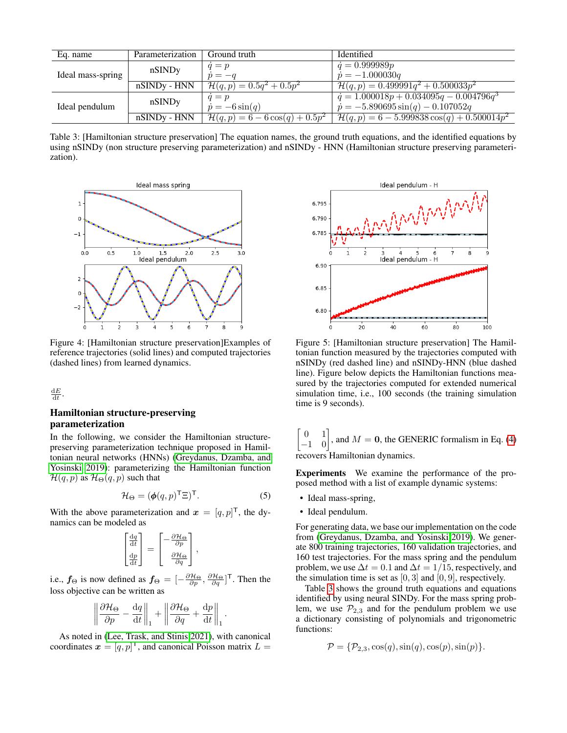| Eq. name | Parameterization | Ground truth | Identified |
|---|---|---|---|
| Ideal mass-spring | nSINDy | $\dot{q} = p$<br>$\dot{p} = -q$ | $\dot{q} = 0.999989p$<br>$\dot{p} = -1.000030q$ |
| | nSINDy - HNN | $\mathcal{H}(q,p) = 0.5q^2 + 0.5p^2$ | $\mathcal{H}(q,p) = 0.499991q^2 + 0.500033p^2$ |
| Ideal pendulum | nSINDy | $\dot{q} = p$<br>$\dot{p} = -6\sin(q)$ | $\dot{q} = 1.000018p + 0.034095q - 0.004796q^3$<br>$\dot{p} = -5.890695\sin(q) - 0.107052q$ |
| | nSINDy - HNN | $\mathcal{H}(q,p) = 6 - 6\cos(q) + 0.5p^2$ | $\mathcal{H}(q,p) = 6 - 5.999838\cos(q) + 0.500014p^2$ |

Table 3: [Hamiltonian structure preservation] The equation names, the ground truth equations, and the identified equations by using nSINDy (non structure preserving parameterization) and nSINDy - HNN (Hamiltonian structure preserving parameterization).

Figure 4: [Hamiltonian structure preservation]Examples of reference trajectories (solid lines) and computed trajectories (dashed lines) from learned dynamics.

Figure 5: [Hamiltonian structure preservation] The Hamiltonian function measured by the trajectories computed with nSINDy (red dashed line) and nSINDy-HNN (blue dashed line). Figure below depicts the Hamiltonian functions measured by the trajectories computed for extended numerical simulation time, i.e., 100 seconds (the training simulation time is 9 seconds).

$\frac{\mathrm{d}E}{\mathrm{d}t}$.

## Hamiltonian structure-preserving parameterization

In the following, we consider the Hamiltonian structure-preserving parameterization technique proposed in Hamiltonian neural networks (HNNs) (Greydanus, Dzamba, and Yosinski 2019): parameterizing the Hamiltonian function $\mathcal{H}(q,p)$ as $\mathcal{H}_\Theta(q,p)$ such that

$$\mathcal{H}_\Theta = (\boldsymbol{\phi}(q,p)^\mathsf{T}\Xi)^\mathsf{T}. \tag{5}$$

With the above parameterization and $\boldsymbol{x} = [q,p]^\mathsf{T}$, the dynamics can be modeled as

$$\begin{bmatrix} \frac{\mathrm{d}q}{\mathrm{d}t} \\ \frac{\mathrm{d}p}{\mathrm{d}t} \end{bmatrix} = \begin{bmatrix} -\frac{\partial \mathcal{H}_\Theta}{\partial p} \\ \frac{\partial \mathcal{H}_\Theta}{\partial q} \end{bmatrix},$$

i.e., $\boldsymbol{f}_\Theta$ is now defined as $\boldsymbol{f}_\Theta = [-\frac{\partial \mathcal{H}_\Theta}{\partial p}, \frac{\partial \mathcal{H}_\Theta}{\partial q}]^\mathsf{T}$. Then the loss objective can be written as

$$\left\| \frac{\partial \mathcal{H}_\Theta}{\partial p} - \frac{\mathrm{d}q}{\mathrm{d}t} \right\|_1 + \left\| \frac{\partial \mathcal{H}_\Theta}{\partial q} + \frac{\mathrm{d}p}{\mathrm{d}t} \right\|_1.$$

As noted in (Lee, Trask, and Stinis 2021), with canonical coordinates $\boldsymbol{x} = [q,p]^\mathsf{T}$, and canonical Poisson matrix $L = \begin{bmatrix} 0 & 1 \\ -1 & 0 \end{bmatrix}$, and $M = \mathbf{0}$, the GENERIC formalism in Eq. (4) recovers Hamiltonian dynamics.

**Experiments** We examine the performance of the proposed method with a list of example dynamic systems:

- Ideal mass-spring,
- Ideal pendulum.

For generating data, we base our implementation on the code from (Greydanus, Dzamba, and Yosinski 2019). We generate 800 training trajectories, 160 validation trajectories, and 160 test trajectories. For the mass spring and the pendulum problem, we use $\Delta t = 0.1$ and $\Delta t = 1/15$, respectively, and the simulation time is set as $[0,3]$ and $[0,9]$, respectively.

Table 3 shows the ground truth equations and equations identified by using neural SINDy. For the mass spring problem, we use $\mathcal{P}_{2,3}$ and for the pendulum problem we use a dictionary consisting of polynomials and trigonometric functions:

$$\mathcal{P} = \{\mathcal{P}_{2,3}, \cos(q), \sin(q), \cos(p), \sin(p)\}.$$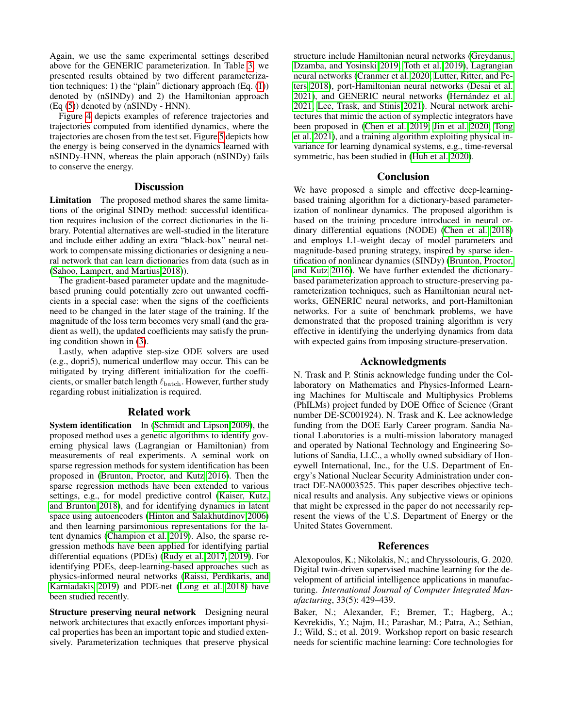Again, we use the same experimental settings described above for the GENERIC parameterization. In Table 3, we presented results obtained by two different parameterization techniques: 1) the "plain" dictionary approach (Eq. (1)) denoted by (nSINDy) and 2) the Hamiltonian approach (Eq (5)) denoted by (nSINDy - HNN).

Figure 4 depicts examples of reference trajectories and trajectories computed from identified dynamics, where the trajectories are chosen from the test set. Figure 5 depicts how the energy is being conserved in the dynamics learned with nSINDy-HNN, whereas the plain apporach (nSINDy) fails to conserve the energy.

## Discussion

**Limitation** The proposed method shares the same limitations of the original SINDy method: successful identification requires inclusion of the correct dictionaries in the library. Potential alternatives are well-studied in the literature and include either adding an extra "black-box" neural network to compensate missing dictionaries or designing a neural network that can learn dictionaries from data (such as in (Sahoo, Lampert, and Martius 2018)).

The gradient-based parameter update and the magnitude-based pruning could potentially zero out unwanted coefficients in a special case: when the signs of the coefficients need to be changed in the later stage of the training. If the magnitude of the loss term becomes very small (and the gradient as well), the updated coefficients may satisfy the pruning condition shown in (3).

Lastly, when adaptive step-size ODE solvers are used (e.g., dopri5), numerical underflow may occur. This can be mitigated by trying different initialization for the coefficients, or smaller batch length $\ell_{\text{batch}}$. However, further study regarding robust initialization is required.

## Related work

**System identification** In (Schmidt and Lipson 2009), the proposed method uses a genetic algorithms to identify governing physical laws (Lagrangian or Hamiltonian) from measurements of real experiments. A seminal work on sparse regression methods for system identification has been proposed in (Brunton, Proctor, and Kutz 2016). Then the sparse regression methods have been extended to various settings, e.g., for model predictive control (Kaiser, Kutz, and Brunton 2018), and for identifying dynamics in latent space using autoencoders (Hinton and Salakhutdinov 2006) and then learning parsimonious representations for the latent dynamics (Champion et al. 2019). Also, the sparse regression methods have been applied for identifying partial differential equations (PDEs) (Rudy et al. 2017, 2019). For identifying PDEs, deep-learning-based approaches such as physics-informed neural networks (Raissi, Perdikaris, and Karniadakis 2019) and PDE-net (Long et al. 2018) have been studied recently.

**Structure preserving neural network** Designing neural network architectures that exactly enforces important physical properties has been an important topic and studied extensively. Parameterization techniques that preserve physical structure include Hamiltonian neural networks (Greydanus, Dzamba, and Yosinski 2019; Toth et al. 2019), Lagrangian neural networks (Cranmer et al. 2020; Lutter, Ritter, and Peters 2018), port-Hamiltonian neural networks (Desai et al. 2021), and GENERIC neural networks (Hernández et al. 2021; Lee, Trask, and Stinis 2021). Neural network architectures that mimic the action of symplectic integrators have been proposed in (Chen et al. 2019; Jin et al. 2020; Tong et al. 2021), and a training algorithm exploiting physical invariance for learning dynamical systems, e.g., time-reversal symmetric, has been studied in (Huh et al. 2020).

## Conclusion

We have proposed a simple and effective deep-learning-based training algorithm for a dictionary-based parameterization of nonlinear dynamics. The proposed algorithm is based on the training procedure introduced in neural ordinary differential equations (NODE) (Chen et al. 2018) and employs L1-weight decay of model parameters and magnitude-based pruning strategy, inspired by sparse identification of nonlinear dynamics (SINDy) (Brunton, Proctor, and Kutz 2016). We have further extended the dictionary-based parameterization approach to structure-preserving parameterization techniques, such as Hamiltonian neural networks, GENERIC neural networks, and port-Hamiltonian networks. For a suite of benchmark problems, we have demonstrated that the proposed training algorithm is very effective in identifying the underlying dynamics from data with expected gains from imposing structure-preservation.

## Acknowledgments

N. Trask and P. Stinis acknowledge funding under the Collaboratory on Mathematics and Physics-Informed Learning Machines for Multiscale and Multiphysics Problems (PhILMs) project funded by DOE Office of Science (Grant number DE-SC001924). N. Trask and K. Lee acknowledge funding from the DOE Early Career program. Sandia National Laboratories is a multi-mission laboratory managed and operated by National Technology and Engineering Solutions of Sandia, LLC., a wholly owned subsidiary of Honeywell International, Inc., for the U.S. Department of Energy's National Nuclear Security Administration under contract DE-NA0003525. This paper describes objective technical results and analysis. Any subjective views or opinions that might be expressed in the paper do not necessarily represent the views of the U.S. Department of Energy or the United States Government.

## References

Alexopoulos, K.; Nikolakis, N.; and Chryssolouris, G. 2020. Digital twin-driven supervised machine learning for the development of artificial intelligence applications in manufacturing. *International Journal of Computer Integrated Manufacturing*, 33(5): 429–439.

Baker, N.; Alexander, F.; Bremer, T.; Hagberg, A.; Kevrekidis, Y.; Najm, H.; Parashar, M.; Patra, A.; Sethian, J.; Wild, S.; et al. 2019. Workshop report on basic research needs for scientific machine learning: Core technologies for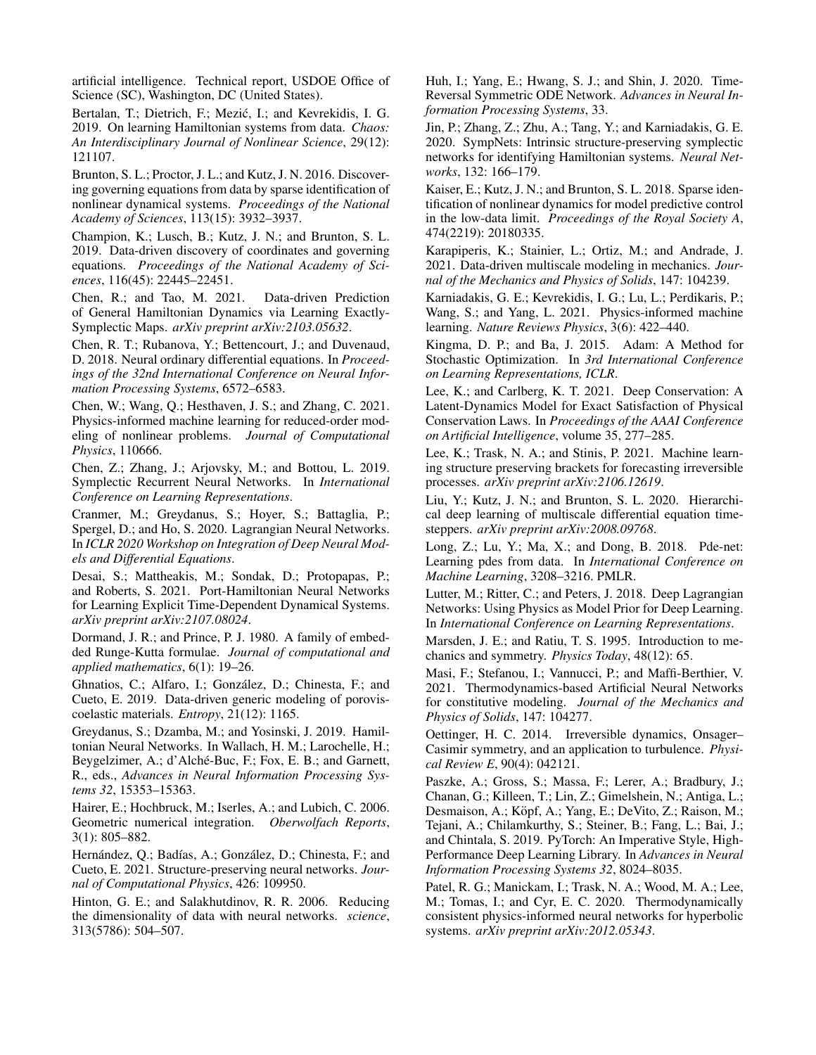artificial intelligence. Technical report, USDOE Office of Science (SC), Washington, DC (United States).

Bertalan, T.; Dietrich, F.; Mezić, I.; and Kevrekidis, I. G. 2019. On learning Hamiltonian systems from data. *Chaos: An Interdisciplinary Journal of Nonlinear Science*, 29(12): 121107.

Brunton, S. L.; Proctor, J. L.; and Kutz, J. N. 2016. Discovering governing equations from data by sparse identification of nonlinear dynamical systems. *Proceedings of the National Academy of Sciences*, 113(15): 3932–3937.

Champion, K.; Lusch, B.; Kutz, J. N.; and Brunton, S. L. 2019. Data-driven discovery of coordinates and governing equations. *Proceedings of the National Academy of Sciences*, 116(45): 22445–22451.

Chen, R.; and Tao, M. 2021. Data-driven Prediction of General Hamiltonian Dynamics via Learning Exactly-Symplectic Maps. *arXiv preprint arXiv:2103.05632*.

Chen, R. T.; Rubanova, Y.; Bettencourt, J.; and Duvenaud, D. 2018. Neural ordinary differential equations. In *Proceedings of the 32nd International Conference on Neural Information Processing Systems*, 6572–6583.

Chen, W.; Wang, Q.; Hesthaven, J. S.; and Zhang, C. 2021. Physics-informed machine learning for reduced-order modeling of nonlinear problems. *Journal of Computational Physics*, 110666.

Chen, Z.; Zhang, J.; Arjovsky, M.; and Bottou, L. 2019. Symplectic Recurrent Neural Networks. In *International Conference on Learning Representations*.

Cranmer, M.; Greydanus, S.; Hoyer, S.; Battaglia, P.; Spergel, D.; and Ho, S. 2020. Lagrangian Neural Networks. In *ICLR 2020 Workshop on Integration of Deep Neural Models and Differential Equations*.

Desai, S.; Mattheakis, M.; Sondak, D.; Protopapas, P.; and Roberts, S. 2021. Port-Hamiltonian Neural Networks for Learning Explicit Time-Dependent Dynamical Systems. *arXiv preprint arXiv:2107.08024*.

Dormand, J. R.; and Prince, P. J. 1980. A family of embedded Runge-Kutta formulae. *Journal of computational and applied mathematics*, 6(1): 19–26.

Ghnatios, C.; Alfaro, I.; González, D.; Chinesta, F.; and Cueto, E. 2019. Data-driven generic modeling of poroviscoelastic materials. *Entropy*, 21(12): 1165.

Greydanus, S.; Dzamba, M.; and Yosinski, J. 2019. Hamiltonian Neural Networks. In Wallach, H. M.; Larochelle, H.; Beygelzimer, A.; d'Alché-Buc, F.; Fox, E. B.; and Garnett, R., eds., *Advances in Neural Information Processing Systems 32*, 15353–15363.

Hairer, E.; Hochbruck, M.; Iserles, A.; and Lubich, C. 2006. Geometric numerical integration. *Oberwolfach Reports*, 3(1): 805–882.

Hernández, Q.; Badías, A.; González, D.; Chinesta, F.; and Cueto, E. 2021. Structure-preserving neural networks. *Journal of Computational Physics*, 426: 109950.

Hinton, G. E.; and Salakhutdinov, R. R. 2006. Reducing the dimensionality of data with neural networks. *science*, 313(5786): 504–507.

Huh, I.; Yang, E.; Hwang, S. J.; and Shin, J. 2020. Time-Reversal Symmetric ODE Network. *Advances in Neural Information Processing Systems*, 33.

Jin, P.; Zhang, Z.; Zhu, A.; Tang, Y.; and Karniadakis, G. E. 2020. SympNets: Intrinsic structure-preserving symplectic networks for identifying Hamiltonian systems. *Neural Networks*, 132: 166–179.

Kaiser, E.; Kutz, J. N.; and Brunton, S. L. 2018. Sparse identification of nonlinear dynamics for model predictive control in the low-data limit. *Proceedings of the Royal Society A*, 474(2219): 20180335.

Karapiperis, K.; Stainier, L.; Ortiz, M.; and Andrade, J. 2021. Data-driven multiscale modeling in mechanics. *Journal of the Mechanics and Physics of Solids*, 147: 104239.

Karniadakis, G. E.; Kevrekidis, I. G.; Lu, L.; Perdikaris, P.; Wang, S.; and Yang, L. 2021. Physics-informed machine learning. *Nature Reviews Physics*, 3(6): 422–440.

Kingma, D. P.; and Ba, J. 2015. Adam: A Method for Stochastic Optimization. In *3rd International Conference on Learning Representations, ICLR*.

Lee, K.; and Carlberg, K. T. 2021. Deep Conservation: A Latent-Dynamics Model for Exact Satisfaction of Physical Conservation Laws. In *Proceedings of the AAAI Conference on Artificial Intelligence*, volume 35, 277–285.

Lee, K.; Trask, N. A.; and Stinis, P. 2021. Machine learning structure preserving brackets for forecasting irreversible processes. *arXiv preprint arXiv:2106.12619*.

Liu, Y.; Kutz, J. N.; and Brunton, S. L. 2020. Hierarchical deep learning of multiscale differential equation time-steppers. *arXiv preprint arXiv:2008.09768*.

Long, Z.; Lu, Y.; Ma, X.; and Dong, B. 2018. Pde-net: Learning pdes from data. In *International Conference on Machine Learning*, 3208–3216. PMLR.

Lutter, M.; Ritter, C.; and Peters, J. 2018. Deep Lagrangian Networks: Using Physics as Model Prior for Deep Learning. In *International Conference on Learning Representations*.

Marsden, J. E.; and Ratiu, T. S. 1995. Introduction to mechanics and symmetry. *Physics Today*, 48(12): 65.

Masi, F.; Stefanou, I.; Vannucci, P.; and Maffi-Berthier, V. 2021. Thermodynamics-based Artificial Neural Networks for constitutive modeling. *Journal of the Mechanics and Physics of Solids*, 147: 104277.

Oettinger, H. C. 2014. Irreversible dynamics, Onsager–Casimir symmetry, and an application to turbulence. *Physical Review E*, 90(4): 042121.

Paszke, A.; Gross, S.; Massa, F.; Lerer, A.; Bradbury, J.; Chanan, G.; Killeen, T.; Lin, Z.; Gimelshein, N.; Antiga, L.; Desmaison, A.; Köpf, A.; Yang, E.; DeVito, Z.; Raison, M.; Tejani, A.; Chilamkurthy, S.; Steiner, B.; Fang, L.; Bai, J.; and Chintala, S. 2019. PyTorch: An Imperative Style, High-Performance Deep Learning Library. In *Advances in Neural Information Processing Systems 32*, 8024–8035.

Patel, R. G.; Manickam, I.; Trask, N. A.; Wood, M. A.; Lee, M.; Tomas, I.; and Cyr, E. C. 2020. Thermodynamically consistent physics-informed neural networks for hyperbolic systems. *arXiv preprint arXiv:2012.05343*.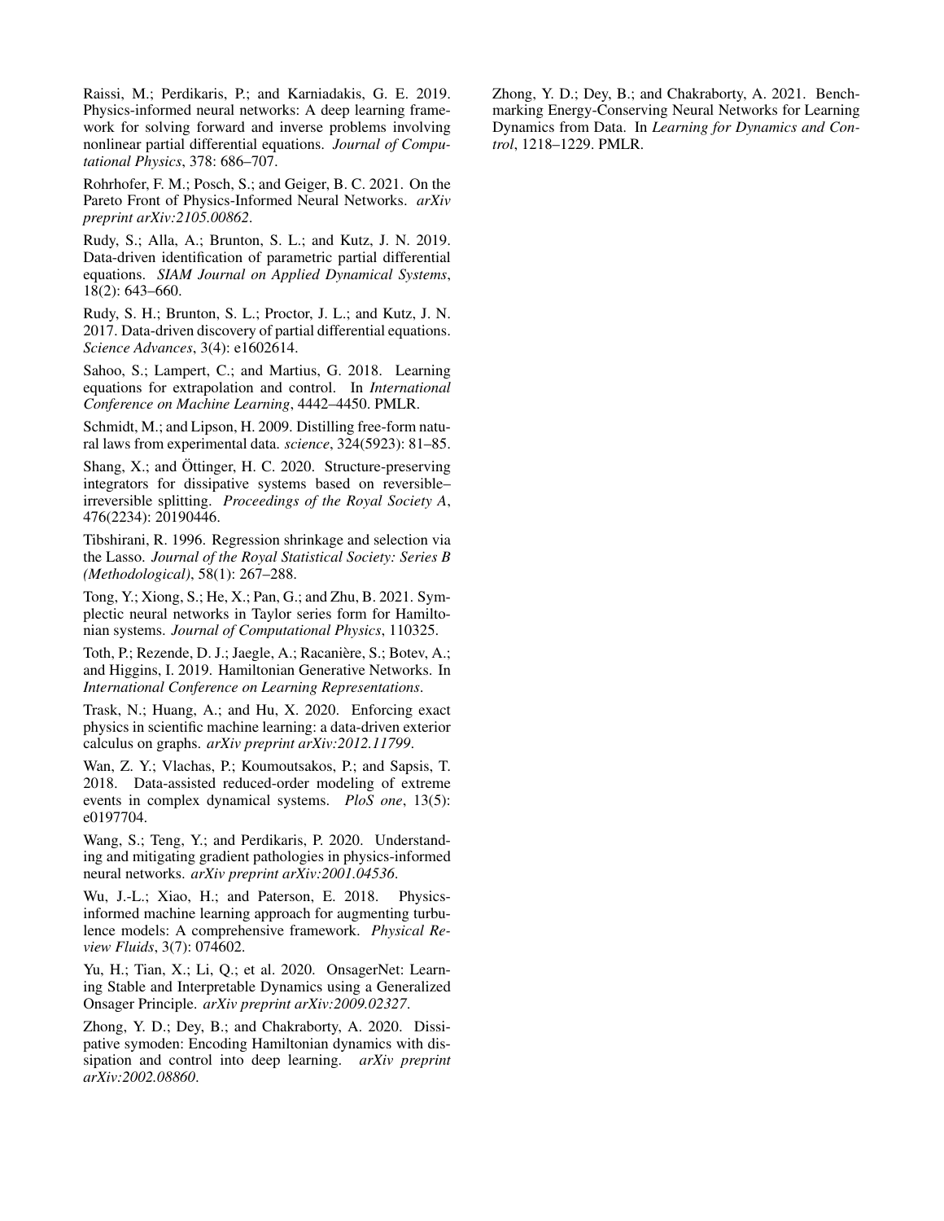Raissi, M.; Perdikaris, P.; and Karniadakis, G. E. 2019. Physics-informed neural networks: A deep learning framework for solving forward and inverse problems involving nonlinear partial differential equations. *Journal of Computational Physics*, 378: 686–707.

Rohrhofer, F. M.; Posch, S.; and Geiger, B. C. 2021. On the Pareto Front of Physics-Informed Neural Networks. *arXiv preprint arXiv:2105.00862*.

Rudy, S.; Alla, A.; Brunton, S. L.; and Kutz, J. N. 2019. Data-driven identification of parametric partial differential equations. *SIAM Journal on Applied Dynamical Systems*, 18(2): 643–660.

Rudy, S. H.; Brunton, S. L.; Proctor, J. L.; and Kutz, J. N. 2017. Data-driven discovery of partial differential equations. *Science Advances*, 3(4): e1602614.

Sahoo, S.; Lampert, C.; and Martius, G. 2018. Learning equations for extrapolation and control. In *International Conference on Machine Learning*, 4442–4450. PMLR.

Schmidt, M.; and Lipson, H. 2009. Distilling free-form natural laws from experimental data. *science*, 324(5923): 81–85.

Shang, X.; and Öttinger, H. C. 2020. Structure-preserving integrators for dissipative systems based on reversible–irreversible splitting. *Proceedings of the Royal Society A*, 476(2234): 20190446.

Tibshirani, R. 1996. Regression shrinkage and selection via the Lasso. *Journal of the Royal Statistical Society: Series B (Methodological)*, 58(1): 267–288.

Tong, Y.; Xiong, S.; He, X.; Pan, G.; and Zhu, B. 2021. Symplectic neural networks in Taylor series form for Hamiltonian systems. *Journal of Computational Physics*, 110325.

Toth, P.; Rezende, D. J.; Jaegle, A.; Racanière, S.; Botev, A.; and Higgins, I. 2019. Hamiltonian Generative Networks. In *International Conference on Learning Representations*.

Trask, N.; Huang, A.; and Hu, X. 2020. Enforcing exact physics in scientific machine learning: a data-driven exterior calculus on graphs. *arXiv preprint arXiv:2012.11799*.

Wan, Z. Y.; Vlachas, P.; Koumoutsakos, P.; and Sapsis, T. 2018. Data-assisted reduced-order modeling of extreme events in complex dynamical systems. *PloS one*, 13(5): e0197704.

Wang, S.; Teng, Y.; and Perdikaris, P. 2020. Understanding and mitigating gradient pathologies in physics-informed neural networks. *arXiv preprint arXiv:2001.04536*.

Wu, J.-L.; Xiao, H.; and Paterson, E. 2018. Physics-informed machine learning approach for augmenting turbulence models: A comprehensive framework. *Physical Review Fluids*, 3(7): 074602.

Yu, H.; Tian, X.; Li, Q.; et al. 2020. OnsagerNet: Learning Stable and Interpretable Dynamics using a Generalized Onsager Principle. *arXiv preprint arXiv:2009.02327*.

Zhong, Y. D.; Dey, B.; and Chakraborty, A. 2020. Dissipative symoden: Encoding Hamiltonian dynamics with dissipation and control into deep learning. *arXiv preprint arXiv:2002.08860*.

Zhong, Y. D.; Dey, B.; and Chakraborty, A. 2021. Benchmarking Energy-Conserving Neural Networks for Learning Dynamics from Data. In *Learning for Dynamics and Control*, 1218–1229. PMLR.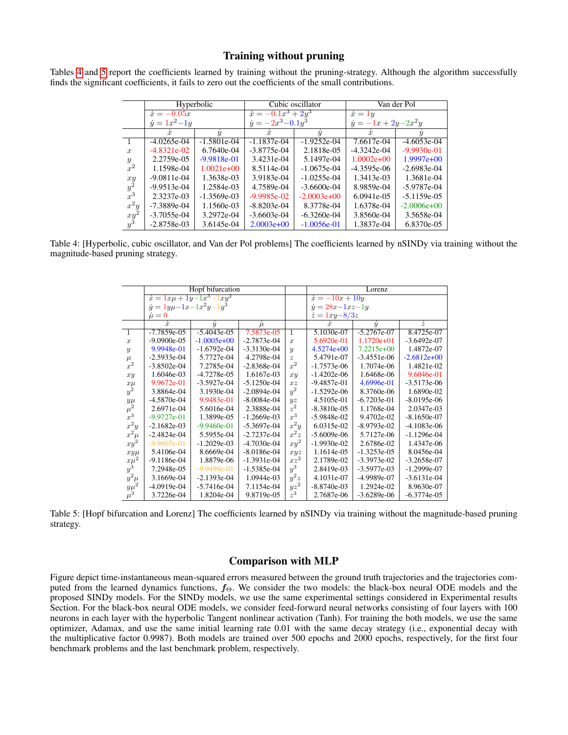## Training without pruning

Tables 4 and 5 report the coefficients learned by training without the pruning-strategy. Although the algorithm successfully finds the significant coefficients, it fails to zero out the coefficients of the small contributions.

| | Hyperbolic | | Cubic oscillator | | Van der Pol | |
|---|---|---|---|---|---|---|
| | $\dot{x} = -0.05x$ <br> $\dot{y} = 1x^2 - 1y$ | | $\dot{x} = -0.1x^3 + 2y^3$ <br> $\dot{y} = -2x^3 - 0.1y^3$ | | $\dot{x} = 1y$ <br> $\dot{y} = -1x + 2y - 2x^2y$ | |
| | $\dot{x}$ | $\dot{y}$ | $\dot{x}$ | $\dot{y}$ | $\dot{x}$ | $\dot{y}$ |
| 1 | -4.0265e-04 | -1.5801e-04 | -1.1837e-04 | -1.9252e-04 | 7.6617e-04 | -4.6053e-04 |
| $x$ | -4.8321e-02 | 6.7640e-04 | -3.8775e-04 | 2.1818e-05 | -4.3242e-04 | -9.9930e-01 |
| $y$ | 2.2759e-05 | -9.9818e-01 | 3.4231e-04 | 5.1497e-04 | 1.0002e+00 | 1.9997e+00 |
| $x^2$ | 1.1598e-04 | 1.0021e+00 | 8.5114e-04 | -1.0675e-04 | -4.3595e-06 | -2.6983e-04 |
| $xy$ | -9.0811e-04 | 1.3638e-03 | 3.9183e-04 | -1.0255e-04 | 1.3413e-03 | 1.3681e-04 |
| $y^2$ | -9.9513e-04 | 1.2584e-03 | 4.7589e-04 | -3.6600e-04 | 8.9859e-04 | -5.9787e-04 |
| $x^3$ | 2.3237e-03 | -1.3569e-03 | -9.9985e-02 | -2.0003e+00 | 6.0941e-05 | -5.1159e-05 |
| $x^2y$ | -7.3889e-04 | 1.1560e-03 | -8.8203e-04 | 8.3778e-04 | 1.6378e-04 | -2.0006e+00 |
| $xy^2$ | -3.7055e-04 | 3.2972e-04 | -3.6603e-04 | -6.3260e-04 | 3.8560e-04 | 3.5658e-04 |
| $y^3$ | -2.8758e-03 | 3.6145e-04 | 2.0003e+00 | -1.0056e-01 | 1.3837e-04 | 6.8370e-05 |

Table 4: [Hyperbolic, cubic oscillator, and Van der Pol problems] The coefficients learned by nSINDy via training without the magnitude-based pruning strategy.

| | Hopf bifurcation | | | | Lorenz | | |
|---|---|---|---|---|---|---|---|
| | $\dot{x} = 1x\mu + 1y - 1x^3 - 1xy^2$ <br> $\dot{y} = 1y\mu - 1x - 1x^2y - 1y^3$ <br> $\dot{\mu} = 0$ | | | | $\dot{x} = -10x + 10y$ <br> $\dot{y} = 28x - 1xz - 1y$ <br> $\dot{z} = 1xy - 8/3z$ | | |
| | $\dot{x}$ | $\dot{y}$ | $\dot{\mu}$ | | $\dot{x}$ | $\dot{y}$ | $\dot{z}$ |
| 1 | -7.7859e-05 | -5.4043e-05 | 7.5873e-05 | 1 | 5.1030e-07 | -5.2767e-07 | 8.4725e-07 |
| $x$ | -9.0900e-05 | -1.0005e+00 | -2.7873e-04 | $x$ | 5.6920e-01 | 1.1720e+01 | -3.6492e-07 |
| $y$ | 9.9948e-01 | -1.6792e-04 | -3.3130e-04 | $y$ | 4.5274e+00 | 7.2215e+00 | 1.4872e-07 |
| $\mu$ | -2.5933e-04 | 5.7727e-04 | 4.2798e-04 | $z$ | 5.4791e-07 | -3.4551e-06 | -2.6812e+00 |
| $x^2$ | -3.8502e-04 | 7.2785e-04 | -2.8368e-04 | $x^2$ | -1.7573e-06 | 1.7074e-06 | 1.4821e-02 |
| $xy$ | 1.6046e-03 | -4.7278e-05 | 1.6167e-03 | $xy$ | -1.4202e-06 | 1.6468e-06 | 9.6046e-01 |
| $x\mu$ | 9.9672e-01 | -3.5927e-04 | -5.1250e-04 | $xz$ | -9.4857e-01 | 4.6996e-01 | -3.5173e-06 |
| $y^2$ | 3.8864e-04 | 3.1930e-04 | -2.0894e-04 | $y^2$ | -1.5292e-06 | 8.3760e-06 | 1.6890e-02 |
| $y\mu$ | -4.5870e-04 | 9.9483e-01 | -8.0084e-04 | $yz$ | 4.5105e-01 | -6.7203e-01 | -8.0195e-06 |
| $\mu^2$ | 2.6971e-04 | 5.6016e-04 | 2.3888e-04 | $z^2$ | -8.3810e-05 | 1.1768e-04 | 2.0347e-03 |
| $x^3$ | -9.9727e-01 | 1.3899e-05 | -1.2669e-03 | $x^3$ | -5.9848e-02 | 9.4702e-02 | -8.1650e-07 |
| $x^2y$ | -2.1682e-03 | -9.9460e-01 | -5.3697e-04 | $x^2y$ | 6.0315e-02 | -8.9793e-02 | -4.1083e-06 |
| $x^2\mu$ | -2.4824e-04 | 5.5955e-04 | -2.7237e-04 | $x^2z$ | -5.6009e-06 | 5.7127e-06 | -1.1296e-04 |
| $xy^2$ | -9.9607e-01 | -1.2029e-03 | -4.7030e-04 | $xy^2$ | -1.9930e-02 | 2.6786e-02 | 1.4347e-06 |
| $xy\mu$ | 5.4106e-04 | 8.6669e-04 | -8.0186e-04 | $xyz$ | 1.1614e-05 | -1.3253e-05 | 8.0456e-04 |
| $x\mu^2$ | -9.1186e-04 | 1.8879e-06 | -1.3931e-04 | $xz^2$ | 2.1789e-02 | -3.3973e-02 | -3.2658e-07 |
| $y^3$ | 7.2948e-05 | -9.9499e-01 | -1.5385e-04 | $y^3$ | 2.8419e-03 | -3.5977e-03 | -1.2999e-07 |
| $y^2\mu$ | 3.1669e-04 | -2.1393e-04 | 1.0944e-03 | $y^2z$ | 4.1031e-07 | -4.9989e-07 | -3.6131e-04 |
| $y\mu^2$ | -4.0919e-04 | -5.7416e-04 | 7.1154e-04 | $yz^2$ | -8.8740e-03 | 1.2924e-02 | 8.9630e-07 |
| $\mu^3$ | 3.7226e-04 | 1.8204e-04 | 9.8719e-05 | $z^3$ | 2.7687e-06 | -3.6289e-06 | -6.3774e-05 |

Table 5: [Hopf bifurcation and Lorenz] The coefficients learned by nSINDy via training without the magnitude-based pruning strategy.

## Comparison with MLP

Figure depict time-instantaneous mean-squared errors measured between the ground truth trajectories and the trajectories computed from the learned dynamics functions, $\boldsymbol{f}_\Theta$. We consider the two models: the black-box neural ODE models and the proposed SINDy models. For the SINDy models, we use the same experimental settings considered in Experimental results Section. For the black-box neural ODE models, we consider feed-forward neural networks consisting of four layers with 100 neurons in each layer with the hyperbolic Tangent nonlinear activation (Tanh). For training the both models, we use the same optimizer, Adamax, and use the same initial learning rate 0.01 with the same decay strategy (i.e., exponential decay with the multiplicative factor 0.9987). Both models are trained over 500 epochs and 2000 epochs, respectively, for the first four benchmark problems and the last benchmark problem, respectively.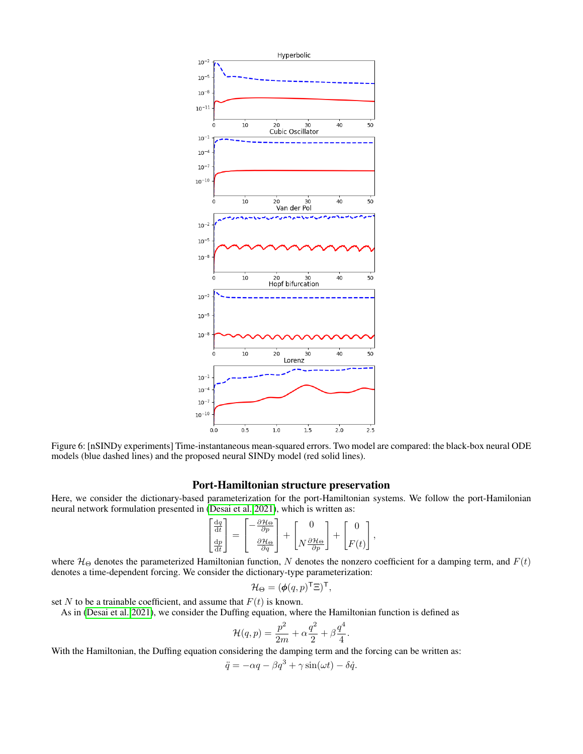Figure 6: [nSINDy experiments] Time-instantaneous mean-squared errors. Two model are compared: the black-box neural ODE models (blue dashed lines) and the proposed neural SINDy model (red solid lines).

## Port-Hamiltonian structure preservation

Here, we consider the dictionary-based parameterization for the port-Hamiltonian systems. We follow the port-Hamilonian neural network formulation presented in (Desai et al. 2021), which is written as:

$$\begin{bmatrix} \frac{\mathrm{d}q}{\mathrm{d}t} \\ \frac{\mathrm{d}p}{\mathrm{d}t} \end{bmatrix} = \begin{bmatrix} -\frac{\partial \mathcal{H}_\Theta}{\partial p} \\ \frac{\partial \mathcal{H}_\Theta}{\partial q} \end{bmatrix} + \begin{bmatrix} 0 \\ N\frac{\partial \mathcal{H}_\Theta}{\partial p} \end{bmatrix} + \begin{bmatrix} 0 \\ F(t) \end{bmatrix},$$

where $\mathcal{H}_\Theta$ denotes the parameterized Hamiltonian function, $N$ denotes the nonzero coefficient for a damping term, and $F(t)$ denotes a time-dependent forcing. We consider the dictionary-type parameterization:

$$\mathcal{H}_\Theta = (\boldsymbol{\phi}(q,p)^\mathsf{T}\Xi)^\mathsf{T},$$

set $N$ to be a trainable coefficient, and assume that $F(t)$ is known.

As in (Desai et al. 2021), we consider the Duffing equation, where the Hamiltonian function is defined as

$$\mathcal{H}(q,p) = \frac{p^2}{2m} + \alpha\frac{q^2}{2} + \beta\frac{q^4}{4}.$$

With the Hamiltonian, the Duffing equation considering the damping term and the forcing can be written as:

$$\ddot{q} = -\alpha q - \beta q^3 + \gamma \sin(\omega t) - \delta \dot{q}.$$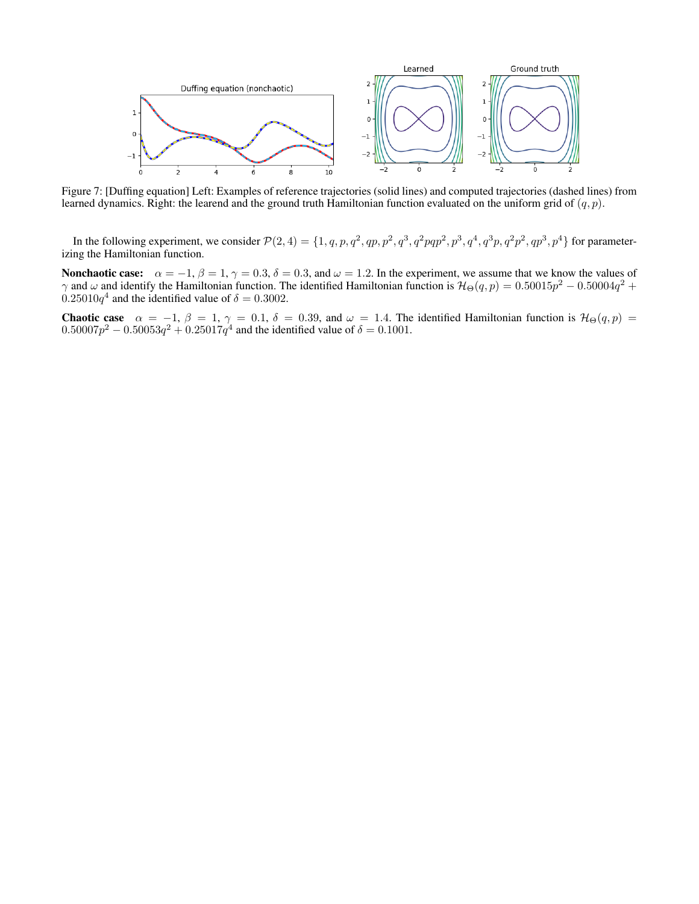Duffing equation (nonchaotic)

1
0
−1
0 2 4 6 8 10

Learned

2
1
0
−1
−2
−2 0 2

Ground truth

2
1
0
−1
−2
−2 0 2

Figure 7: [Duffing equation] Left: Examples of reference trajectories (solid lines) and computed trajectories (dashed lines) from learned dynamics. Right: the learend and the ground truth Hamiltonian function evaluated on the uniform grid of $(q, p)$.

In the following experiment, we consider $\mathcal{P}(2, 4) = \{1, q, p, q^2, qp, p^2, q^3, q^2pqp^2, p^3, q^4, q^3p, q^2p^2, qp^3, p^4\}$ for parameterizing the Hamiltonian function.

**Nonchaotic case:** $\alpha = -1$, $\beta = 1$, $\gamma = 0.3$, $\delta = 0.3$, and $\omega = 1.2$. In the experiment, we assume that we know the values of $\gamma$ and $\omega$ and identify the Hamiltonian function. The identified Hamiltonian function is $\mathcal{H}_\Theta(q, p) = 0.50015p^2 - 0.50004q^2 + 0.25010q^4$ and the identified value of $\delta = 0.3002$.

**Chaotic case** $\alpha = -1$, $\beta = 1$, $\gamma = 0.1$, $\delta = 0.39$, and $\omega = 1.4$. The identified Hamiltonian function is $\mathcal{H}_\Theta(q, p) = 0.50007p^2 - 0.50053q^2 + 0.25017q^4$ and the identified value of $\delta = 0.1001$.